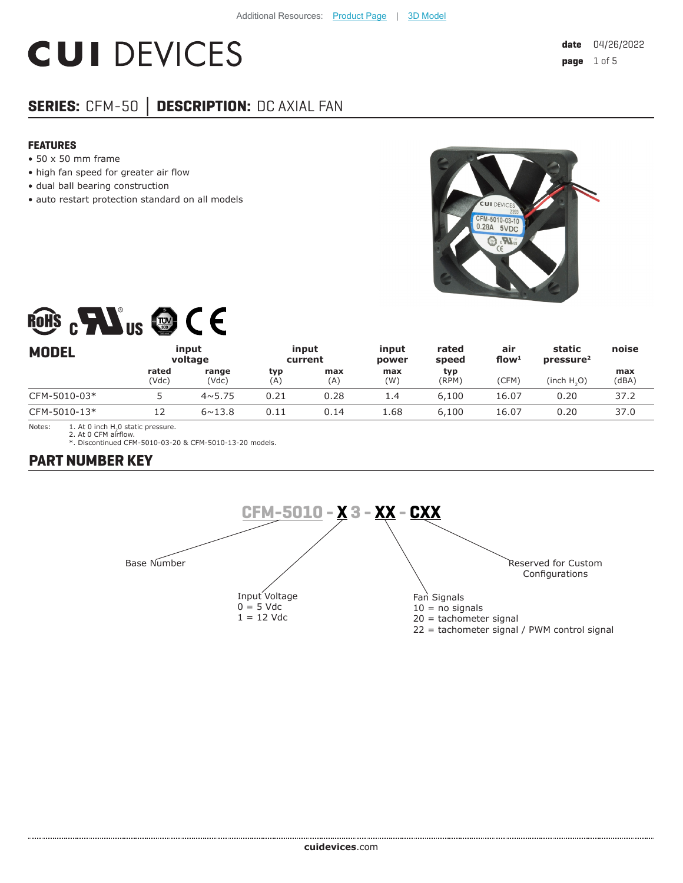Additional Resources: Product Page | 3D Model

# CUI DEVICES

date 04/26/2022

## SERIES: CFM-50 | DESCRIPTION: DC AXIAL FAN

### FEATURES

- 50 x 50 mm frame
- high fan speed for greater air flow
- dual ball bearing construction
- auto restart protection standard on all models

| MODEL | input voltage | | input current | | input power | rated speed | air flow[1] | static pressure[2] | noise |
|---|---|---|---|---|---|---|---|---|---|
| | rated (Vdc) | range (Vdc) | typ (A) | max (A) | max (W) | typ (RPM) | (CFM) | (inch $H_2O$) | max (dBA) |
| CFM-5010-03* | 5 | 4~5.75 | 0.21 | 0.28 | 1.4 | 6,100 | 16.07 | 0.20 | 37.2 |
| CFM-5010-13* | 12 | 6~13.8 | 0.11 | 0.14 | 1.68 | 6,100 | 16.07 | 0.20 | 37.0 |

Notes:
1. At 0 inch $H_2O$ static pressure.
2. At 0 CFM airflow.
*. Discontinued CFM-5010-03-20 & CFM-5010-13-20 models.

## PART NUMBER KEY

CFM-5010 - X 3 - XX - CXX

- Base Number: CFM-5010
- Input Voltage (X):
  - 0 = 5 Vdc
  - 1 = 12 Vdc
- Fan Signals (XX):
  - 10 = no signals
  - 20 = tachometer signal
  - 22 = tachometer signal / PWM control signal
- Reserved for Custom Configurations (CXX)

cuidevices.com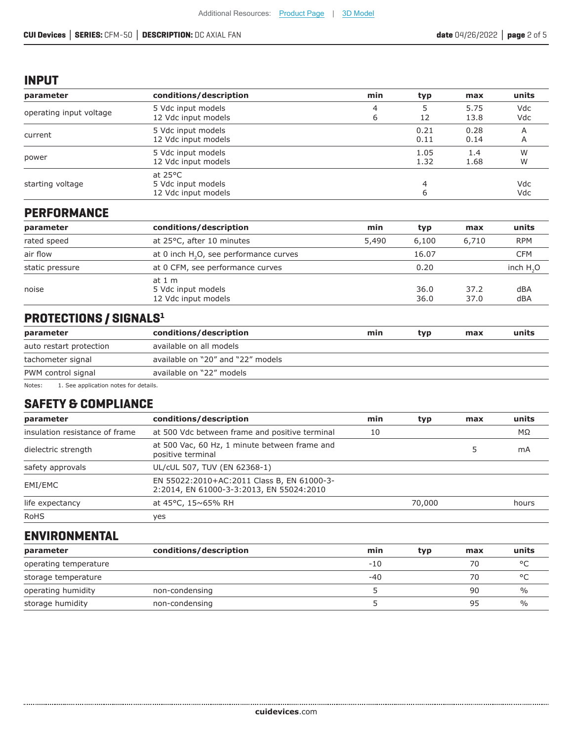## INPUT

| parameter | conditions/description | min | typ | max | units |
|---|---|---|---|---|---|
| operating input voltage | 5 Vdc input models<br>12 Vdc input models | 4<br>6 | 5<br>12 | 5.75<br>13.8 | Vdc<br>Vdc |
| current | 5 Vdc input models<br>12 Vdc input models | | 0.21<br>0.11 | 0.28<br>0.14 | A<br>A |
| power | 5 Vdc input models<br>12 Vdc input models | | 1.05<br>1.32 | 1.4<br>1.68 | W<br>W |
| starting voltage | at 25°C<br>5 Vdc input models<br>12 Vdc input models | | <br>4<br>6 | | <br>Vdc<br>Vdc |

## PERFORMANCE

| parameter | conditions/description | min | typ | max | units |
|---|---|---|---|---|---|
| rated speed | at 25°C, after 10 minutes | 5,490 | 6,100 | 6,710 | RPM |
| air flow | at 0 inch $H_2O$, see performance curves | | 16.07 | | CFM |
| static pressure | at 0 CFM, see performance curves | | 0.20 | | inch $H_2O$ |
| noise | at 1 m<br>5 Vdc input models<br>12 Vdc input models | | <br>36.0<br>36.0 | <br>37.2<br>37.0 | <br>dBA<br>dBA |

## PROTECTIONS / SIGNALS[1]

| parameter | conditions/description | min | typ | max | units |
|---|---|---|---|---|---|
| auto restart protection | available on all models | | | | |
| tachometer signal | available on "20" and "22" models | | | | |
| PWM control signal | available on "22" models | | | | |

Notes: 1. See application notes for details.

## SAFETY & COMPLIANCE

| parameter | conditions/description | min | typ | max | units |
|---|---|---|---|---|---|
| insulation resistance of frame | at 500 Vdc between frame and positive terminal | 10 | | | MΩ |
| dielectric strength | at 500 Vac, 60 Hz, 1 minute between frame and positive terminal | | | 5 | mA |
| safety approvals | UL/cUL 507, TUV (EN 62368-1) | | | | |
| EMI/EMC | EN 55022:2010+AC:2011 Class B, EN 61000-3-2:2014, EN 61000-3-3:2013, EN 55024:2010 | | | | |
| life expectancy | at 45°C, 15~65% RH | | 70,000 | | hours |
| RoHS | yes | | | | |

## ENVIRONMENTAL

| parameter | conditions/description | min | typ | max | units |
|---|---|---|---|---|---|
| operating temperature | | -10 | | 70 | °C |
| storage temperature | | -40 | | 70 | °C |
| operating humidity | non-condensing | 5 | | 90 | % |
| storage humidity | non-condensing | 5 | | 95 | % |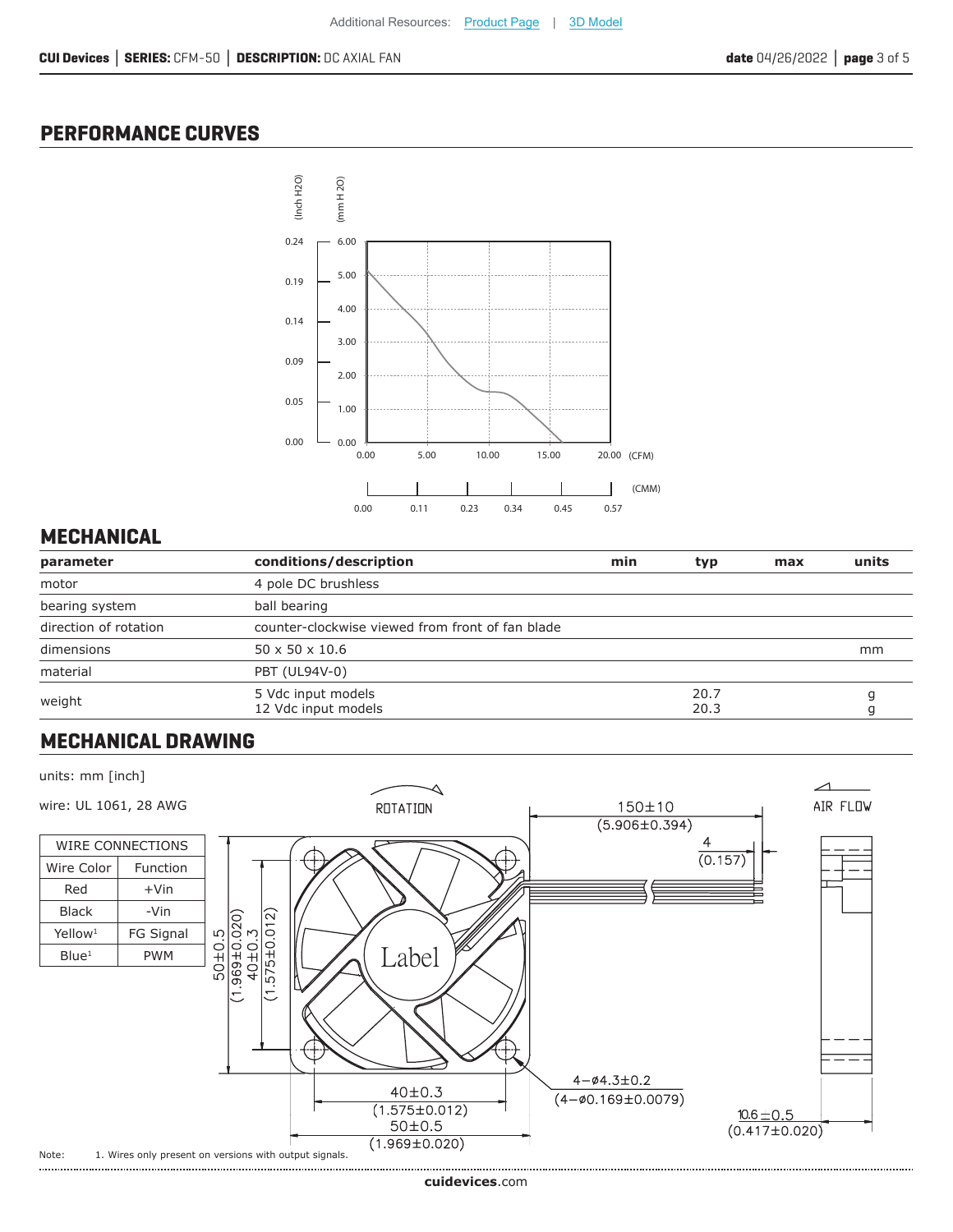## PERFORMANCE CURVES

(Inch H2O) (mm H 2O)

0.24 — 6.00
0.19 — 5.00
0.14 — 4.00
0.09 — 3.00
0.05 — 2.00
0.00 — 1.00
0.00

0.00 5.00 10.00 15.00 20.00 (CFM)

0.00 0.11 0.23 0.34 0.45 0.57 (CMM)

## MECHANICAL

| parameter | conditions/description | min | typ | max | units |
|---|---|---|---|---|---|
| motor | 4 pole DC brushless | | | | |
| bearing system | ball bearing | | | | |
| direction of rotation | counter-clockwise viewed from front of fan blade | | | | |
| dimensions | 50 x 50 x 10.6 | | | | mm |
| material | PBT (UL94V-0) | | | | |
| weight | 5 Vdc input models<br>12 Vdc input models | | 20.7<br>20.3 | | g<br>g |

## MECHANICAL DRAWING

units: mm [inch]

wire: UL 1061, 28 AWG

| WIRE CONNECTIONS | |
|---|---|
| Wire Color | Function |
| Red | +Vin |
| Black | -Vin |
| Yellow[1] | FG Signal |
| Blue[1] | PWM |

ROTATION

AIR FLOW

150±10 (5.906±0.394)

4 (0.157)

50±0.5 (1.969±0.020)

40±0.3 (1.575±0.012)

Label

4−ø4.3±0.2 (4−ø0.169±0.0079)

40±0.3 (1.575±0.012)

50±0.5 (1.969±0.020)

10.6±0.5 (0.417±0.020)

Note: 1. Wires only present on versions with output signals.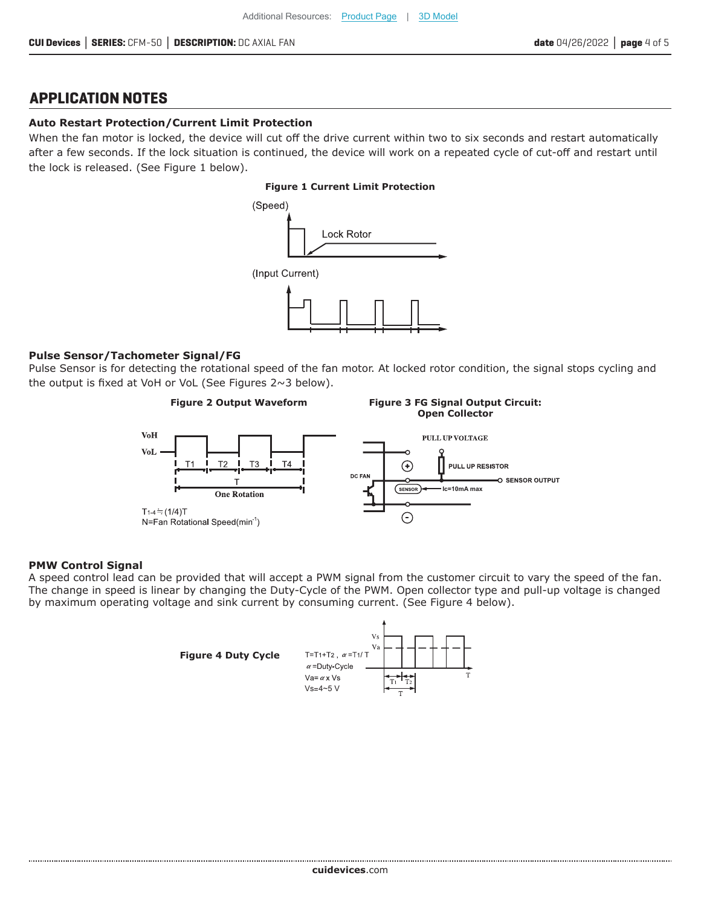## APPLICATION NOTES

### Auto Restart Protection/Current Limit Protection

When the fan motor is locked, the device will cut off the drive current within two to six seconds and restart automatically after a few seconds. If the lock situation is continued, the device will work on a repeated cycle of cut-off and restart until the lock is released. (See Figure 1 below).

**Figure 1 Current Limit Protection**

(Speed)

Lock Rotor

(Input Current)

### Pulse Sensor/Tachometer Signal/FG

Pulse Sensor is for detecting the rotational speed of the fan motor. At locked rotor condition, the signal stops cycling and the output is fixed at VoH or VoL (See Figures 2~3 below).

**Figure 2 Output Waveform**

VoH

VoL

T1 T2 T3 T4

T

One Rotation

$T_{1\text{-}4} \fallingdotseq (1/4)T$

N=Fan Rotational Speed($min^{-1}$)

**Figure 3 FG Signal Output Circuit: Open Collector**

PULL UP VOLTAGE

PULL UP RESISTOR

SENSOR OUTPUT

DC FAN

SENSOR

Ic=10mA max

### PMW Control Signal

A speed control lead can be provided that will accept a PWM signal from the customer circuit to vary the speed of the fan. The change in speed is linear by changing the Duty-Cycle of the PWM. Open collector type and pull-up voltage is changed by maximum operating voltage and sink current by consuming current. (See Figure 4 below).

**Figure 4 Duty Cycle**

$T=T_1+T_2$ , $\alpha=T_1/T$

$\alpha$=Duty-Cycle

$V_a=\alpha \times V_s$

$V_s$=4~5 V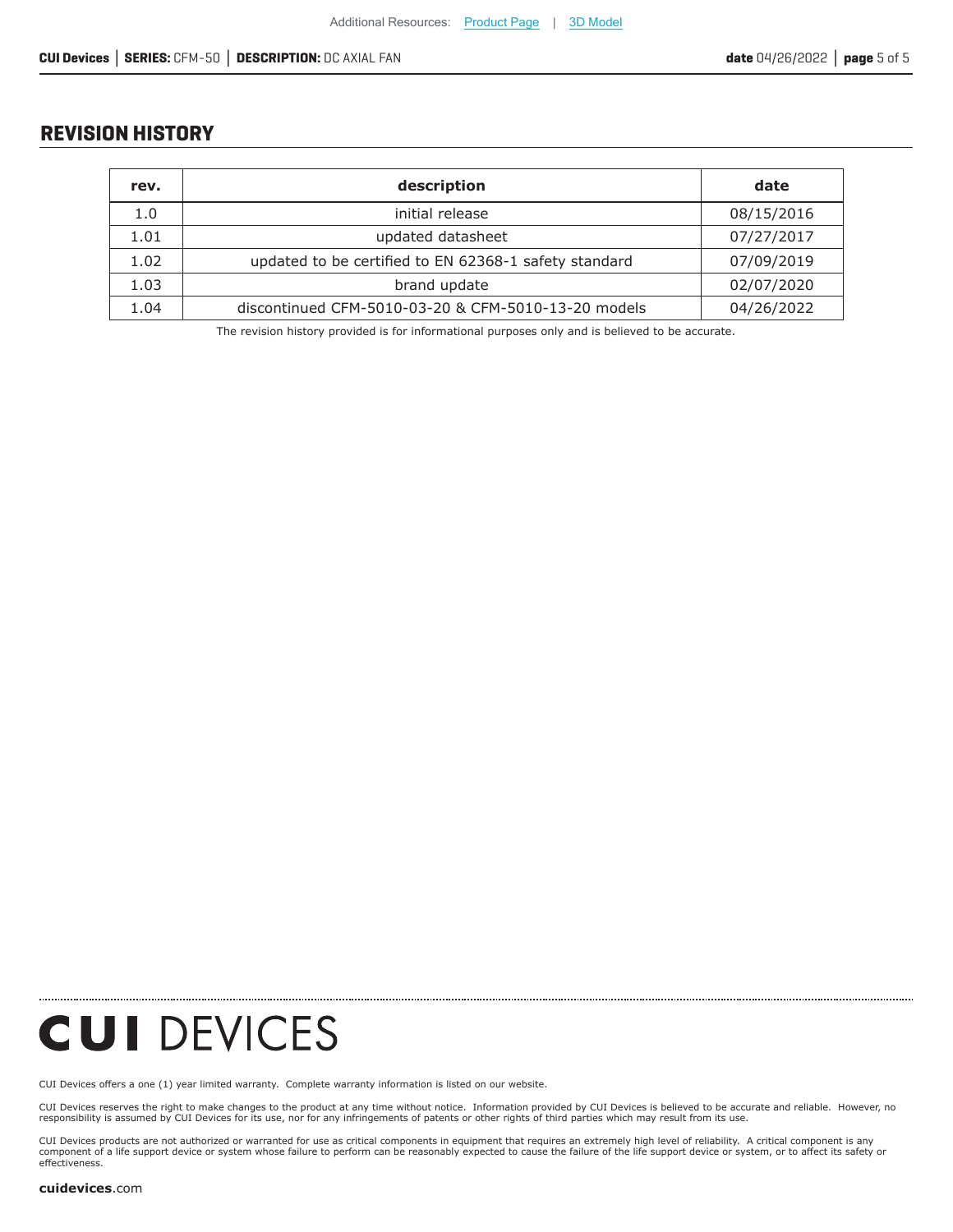## REVISION HISTORY

| rev. | description | date |
|---|---|---|
| 1.0 | initial release | 08/15/2016 |
| 1.01 | updated datasheet | 07/27/2017 |
| 1.02 | updated to be certified to EN 62368-1 safety standard | 07/09/2019 |
| 1.03 | brand update | 02/07/2020 |
| 1.04 | discontinued CFM-5010-03-20 & CFM-5010-13-20 models | 04/26/2022 |

The revision history provided is for informational purposes only and is believed to be accurate.

**CUI** DEVICES

CUI Devices offers a one (1) year limited warranty. Complete warranty information is listed on our website.

CUI Devices reserves the right to make changes to the product at any time without notice. Information provided by CUI Devices is believed to be accurate and reliable. However, no responsibility is assumed by CUI Devices for its use, nor for any infringements of patents or other rights of third parties which may result from its use.

CUI Devices products are not authorized or warranted for use as critical components in equipment that requires an extremely high level of reliability. A critical component is any component of a life support device or system whose failure to perform can be reasonably expected to cause the failure of the life support device or system, or to affect its safety or effectiveness.

**cuidevices**.com